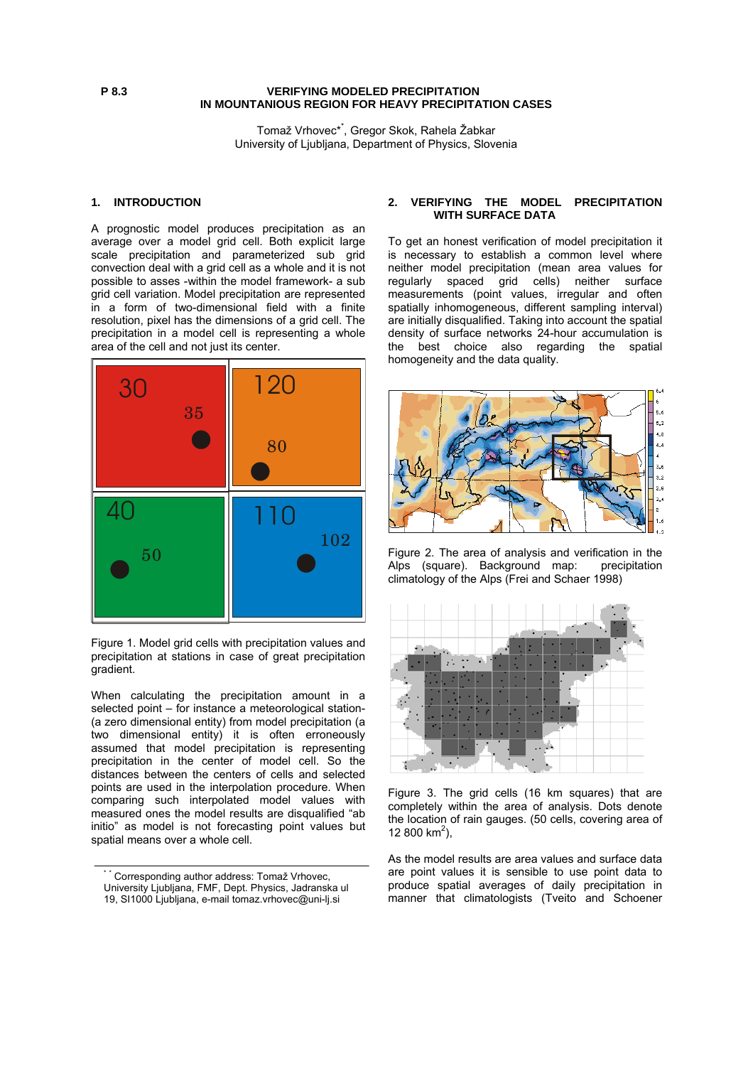P 8.3

# VERIFYING MODELED PRECIPITATION IN MOUNTANIOUS REGION FOR HEAVY PRECIPITATION CASES

Tomaž Vrhovec*, Gregor Skok, Rahela Žabkar
University of Ljubljana, Department of Physics, Slovenia

## 1. INTRODUCTION

A prognostic model produces precipitation as an average over a model grid cell. Both explicit large scale precipitation and parameterized sub grid convection deal with a grid cell as a whole and it is not possible to asses -within the model framework- a sub grid cell variation. Model precipitation are represented in a form of two-dimensional field with a finite resolution, pixel has the dimensions of a grid cell. The precipitation in a model cell is representing a whole area of the cell and not just its center.

Figure 1. Model grid cells with precipitation values and precipitation at stations in case of great precipitation gradient.

When calculating the precipitation amount in a selected point – for instance a meteorological station- (a zero dimensional entity) from model precipitation (a two dimensional entity) it is often erroneously assumed that model precipitation is representing precipitation in the center of model cell. So the distances between the centers of cells and selected points are used in the interpolation procedure. When comparing such interpolated model values with measured ones the model results are disqualified "ab initio" as model is not forecasting point values but spatial means over a whole cell.

* Corresponding author address: Tomaž Vrhovec, University Ljubljana, FMF, Dept. Physics, Jadranska ul 19, SI1000 Ljubljana, e-mail tomaz.vrhovec@uni-lj.si

## 2. VERIFYING THE MODEL PRECIPITATION WITH SURFACE DATA

To get an honest verification of model precipitation it is necessary to establish a common level where neither model precipitation (mean area values for regularly spaced grid cells) neither surface measurements (point values, irregular and often spatially inhomogeneous, different sampling interval) are initially disqualified. Taking into account the spatial density of surface networks 24-hour accumulation is the best choice also regarding the spatial homogeneity and the data quality.

Figure 2. The area of analysis and verification in the Alps (square). Background map: precipitation climatology of the Alps (Frei and Schaer 1998)

Figure 3. The grid cells (16 km squares) that are completely within the area of analysis. Dots denote the location of rain gauges. (50 cells, covering area of 12 800 km$^2$),

As the model results are area values and surface data are point values it is sensible to use point data to produce spatial averages of daily precipitation in manner that climatologists (Tveito and Schoener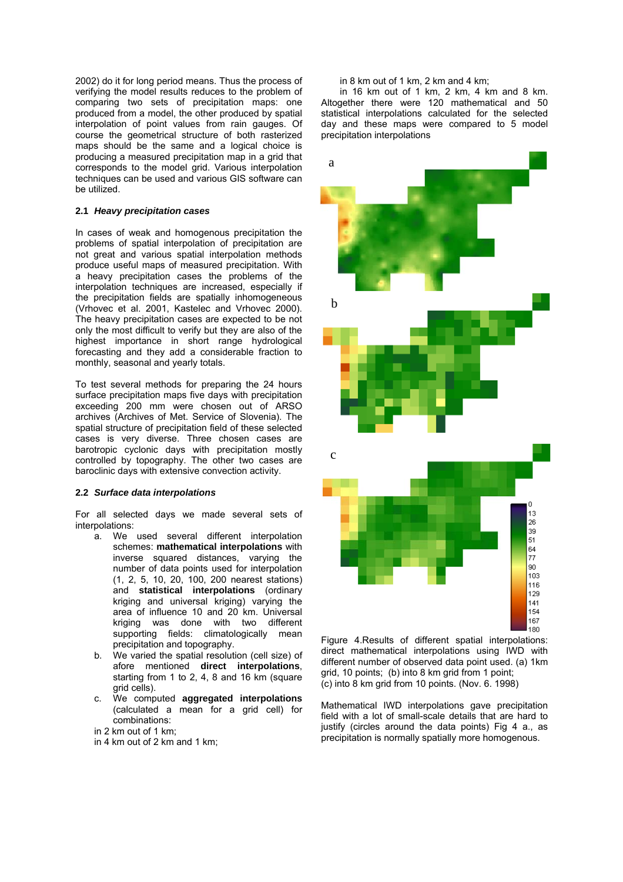2002) do it for long period means. Thus the process of verifying the model results reduces to the problem of comparing two sets of precipitation maps: one produced from a model, the other produced by spatial interpolation of point values from rain gauges. Of course the geometrical structure of both rasterized maps should be the same and a logical choice is producing a measured precipitation map in a grid that corresponds to the model grid. Various interpolation techniques can be used and various GIS software can be utilized.

### 2.1 *Heavy precipitation cases*

In cases of weak and homogenous precipitation the problems of spatial interpolation of precipitation are not great and various spatial interpolation methods produce useful maps of measured precipitation. With a heavy precipitation cases the problems of the interpolation techniques are increased, especially if the precipitation fields are spatially inhomogeneous (Vrhovec et al. 2001, Kastelec and Vrhovec 2000). The heavy precipitation cases are expected to be not only the most difficult to verify but they are also of the highest importance in short range hydrological forecasting and they add a considerable fraction to monthly, seasonal and yearly totals.

To test several methods for preparing the 24 hours surface precipitation maps five days with precipitation exceeding 200 mm were chosen out of ARSO archives (Archives of Met. Service of Slovenia). The spatial structure of precipitation field of these selected cases is very diverse. Three chosen cases are barotropic cyclonic days with precipitation mostly controlled by topography. The other two cases are baroclinic days with extensive convection activity.

### 2.2 *Surface data interpolations*

For all selected days we made several sets of interpolations:

a. We used several different interpolation schemes: **mathematical interpolations** with inverse squared distances, varying the number of data points used for interpolation (1, 2, 5, 10, 20, 100, 200 nearest stations) and **statistical interpolations** (ordinary kriging and universal kriging) varying the area of influence 10 and 20 km. Universal kriging was done with two different supporting fields: climatologically mean precipitation and topography.
b. We varied the spatial resolution (cell size) of afore mentioned **direct interpolations**, starting from 1 to 2, 4, 8 and 16 km (square grid cells).
c. We computed **aggregated interpolations** (calculated a mean for a grid cell) for combinations:

in 2 km out of 1 km;
in 4 km out of 2 km and 1 km;
in 8 km out of 1 km, 2 km and 4 km;
in 16 km out of 1 km, 2 km, 4 km and 8 km.

Altogether there were 120 mathematical and 50 statistical interpolations calculated for the selected day and these maps were compared to 5 model precipitation interpolations

Figure 4.Results of different spatial interpolations: direct mathematical interpolations using IWD with different number of observed data point used. (a) 1km grid, 10 points; (b) into 8 km grid from 1 point; (c) into 8 km grid from 10 points. (Nov. 6. 1998)

Mathematical IWD interpolations gave precipitation field with a lot of small-scale details that are hard to justify (circles around the data points) Fig 4 a., as precipitation is normally spatially more homogenous.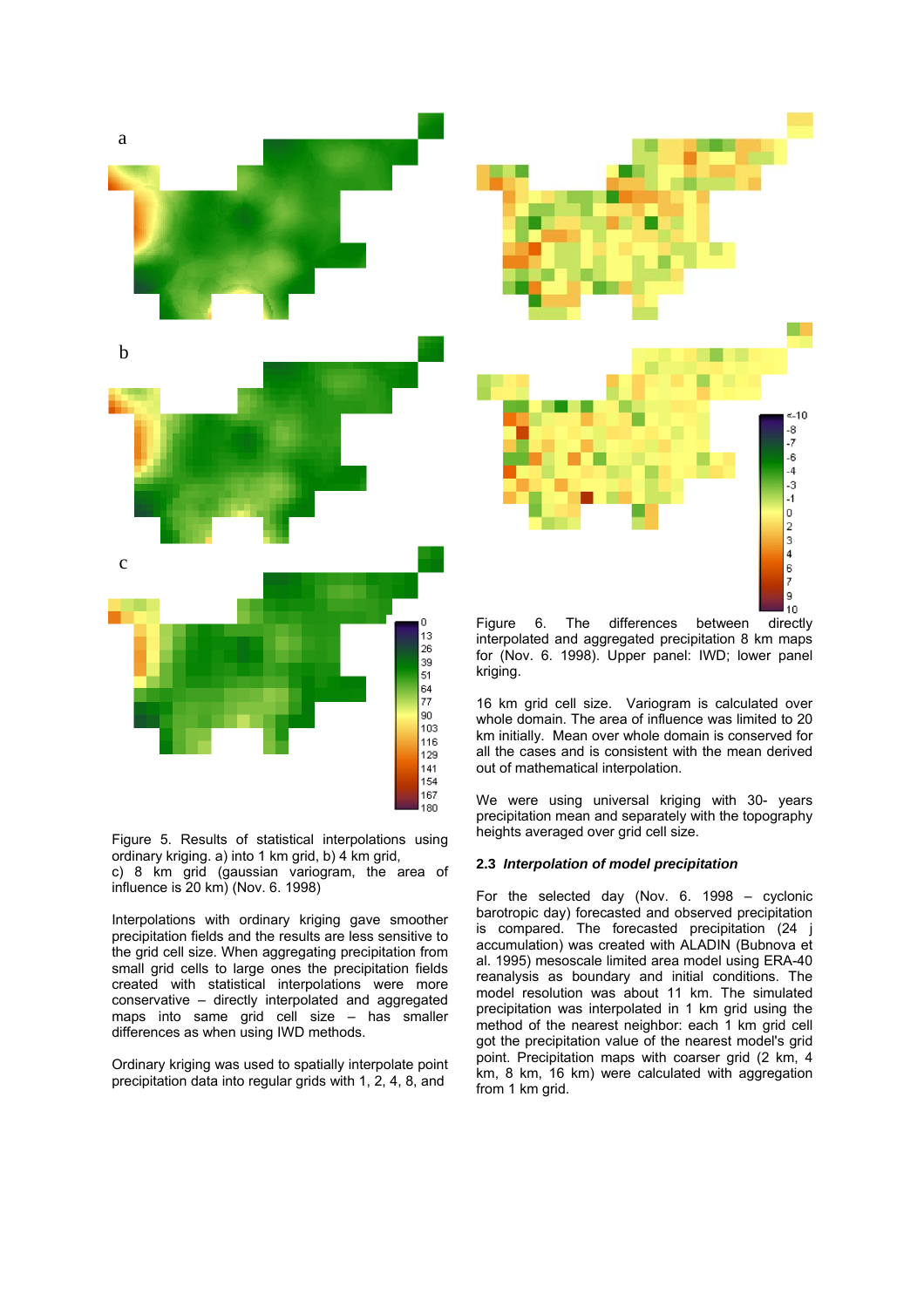Figure 5. Results of statistical interpolations using ordinary kriging. a) into 1 km grid, b) 4 km grid, c) 8 km grid (gaussian variogram, the area of influence is 20 km) (Nov. 6. 1998)

Interpolations with ordinary kriging gave smoother precipitation fields and the results are less sensitive to the grid cell size. When aggregating precipitation from small grid cells to large ones the precipitation fields created with statistical interpolations were more conservative – directly interpolated and aggregated maps into same grid cell size – has smaller differences as when using IWD methods.

Ordinary kriging was used to spatially interpolate point precipitation data into regular grids with 1, 2, 4, 8, and 16 km grid cell size. Variogram is calculated over whole domain. The area of influence was limited to 20 km initially. Mean over whole domain is conserved for all the cases and is consistent with the mean derived out of mathematical interpolation.

Figure 6. The differences between directly interpolated and aggregated precipitation 8 km maps for (Nov. 6. 1998). Upper panel: IWD; lower panel kriging.

We were using universal kriging with 30- years precipitation mean and separately with the topography heights averaged over grid cell size.

### 2.3 *Interpolation of model precipitation*

For the selected day (Nov. 6. 1998 – cyclonic barotropic day) forecasted and observed precipitation is compared. The forecasted precipitation (24 j accumulation) was created with ALADIN (Bubnova et al. 1995) mesoscale limited area model using ERA-40 reanalysis as boundary and initial conditions. The model resolution was about 11 km. The simulated precipitation was interpolated in 1 km grid using the method of the nearest neighbor: each 1 km grid cell got the precipitation value of the nearest model's grid point. Precipitation maps with coarser grid (2 km, 4 km, 8 km, 16 km) were calculated with aggregation from 1 km grid.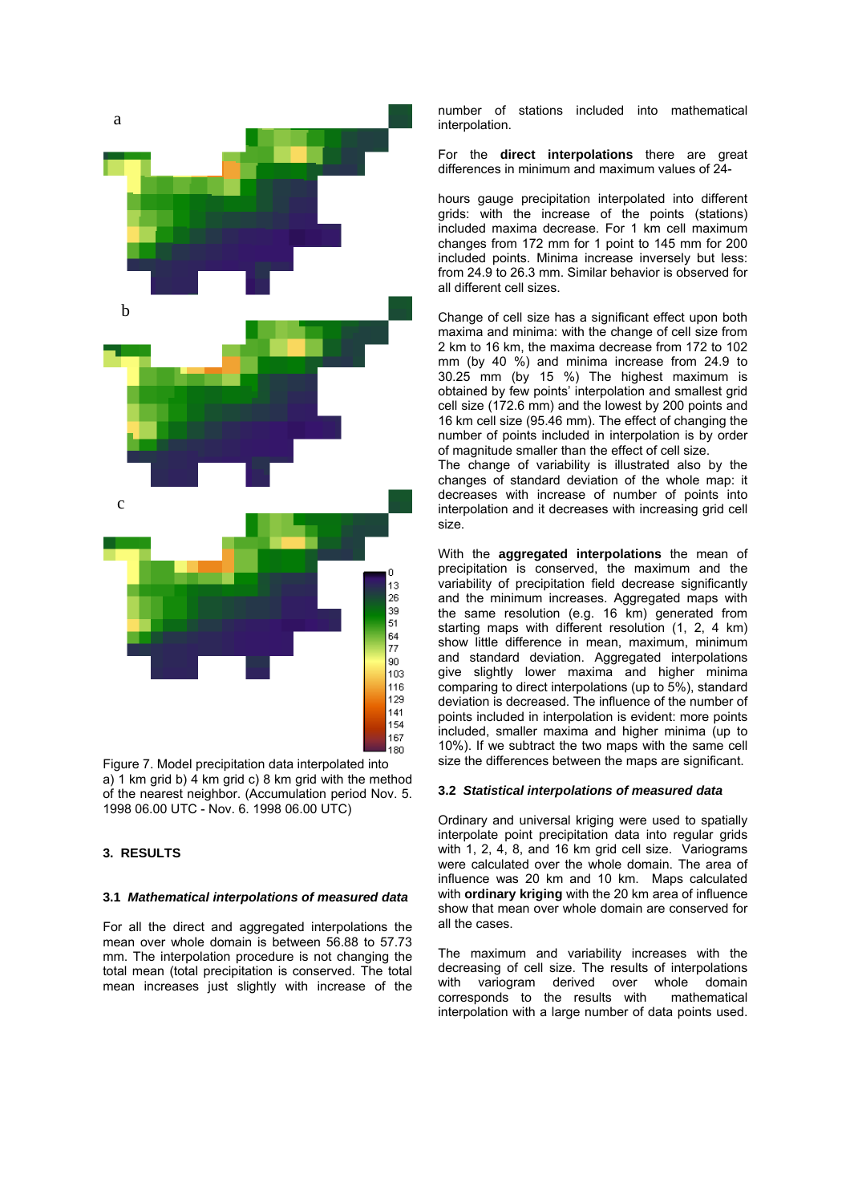Figure 7. Model precipitation data interpolated into a) 1 km grid b) 4 km grid c) 8 km grid with the method of the nearest neighbor. (Accumulation period Nov. 5. 1998 06.00 UTC - Nov. 6. 1998 06.00 UTC)

## 3. RESULTS

### 3.1 *Mathematical interpolations of measured data*

For all the direct and aggregated interpolations the mean over whole domain is between 56.88 to 57.73 mm. The interpolation procedure is not changing the total mean (total precipitation is conserved. The total mean increases just slightly with increase of the number of stations included into mathematical interpolation.

For the **direct interpolations** there are great differences in minimum and maximum values of 24-hours gauge precipitation interpolated into different grids: with the increase of the points (stations) included maxima decrease. For 1 km cell maximum changes from 172 mm for 1 point to 145 mm for 200 included points. Minima increase inversely but less: from 24.9 to 26.3 mm. Similar behavior is observed for all different cell sizes.

Change of cell size has a significant effect upon both maxima and minima: with the change of cell size from 2 km to 16 km, the maxima decrease from 172 to 102 mm (by 40 %) and minima increase from 24.9 to 30.25 mm (by 15 %) The highest maximum is obtained by few points' interpolation and smallest grid cell size (172.6 mm) and the lowest by 200 points and 16 km cell size (95.46 mm). The effect of changing the number of points included in interpolation is by order of magnitude smaller than the effect of cell size.
The change of variability is illustrated also by the changes of standard deviation of the whole map: it decreases with increase of number of points into interpolation and it decreases with increasing grid cell size.

With the **aggregated interpolations** the mean of precipitation is conserved, the maximum and the variability of precipitation field decrease significantly and the minimum increases. Aggregated maps with the same resolution (e.g. 16 km) generated from starting maps with different resolution (1, 2, 4 km) show little difference in mean, maximum, minimum and standard deviation. Aggregated interpolations give slightly lower maxima and higher minima comparing to direct interpolations (up to 5%), standard deviation is decreased. The influence of the number of points included in interpolation is evident: more points included, smaller maxima and higher minima (up to 10%). If we subtract the two maps with the same cell size the differences between the maps are significant.

### 3.2 *Statistical interpolations of measured data*

Ordinary and universal kriging were used to spatially interpolate point precipitation data into regular grids with 1, 2, 4, 8, and 16 km grid cell size. Variograms were calculated over the whole domain. The area of influence was 20 km and 10 km. Maps calculated with **ordinary kriging** with the 20 km area of influence show that mean over whole domain are conserved for all the cases.

The maximum and variability increases with the decreasing of cell size. The results of interpolations with variogram derived over whole domain corresponds to the results with mathematical interpolation with a large number of data points used.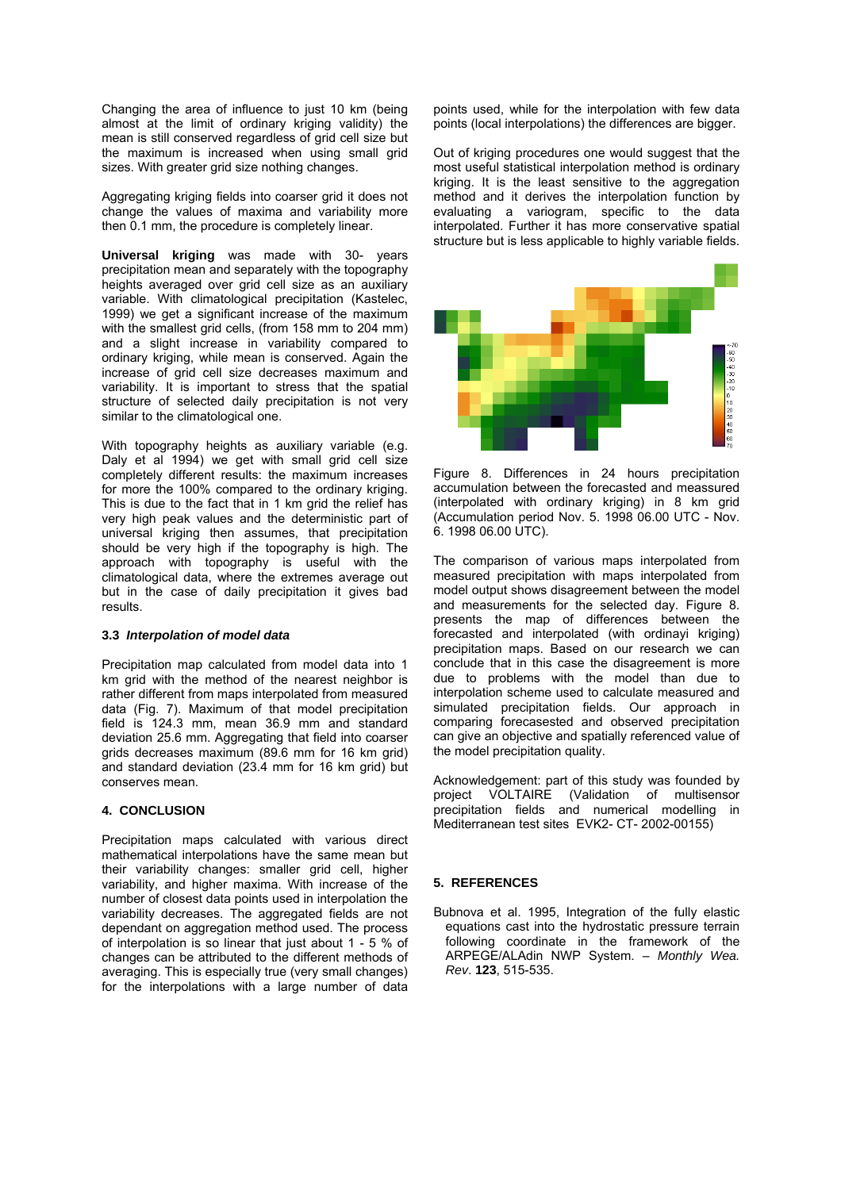Changing the area of influence to just 10 km (being almost at the limit of ordinary kriging validity) the mean is still conserved regardless of grid cell size but the maximum is increased when using small grid sizes. With greater grid size nothing changes.

Aggregating kriging fields into coarser grid it does not change the values of maxima and variability more then 0.1 mm, the procedure is completely linear.

**Universal kriging** was made with 30- years precipitation mean and separately with the topography heights averaged over grid cell size as an auxiliary variable. With climatological precipitation (Kastelec, 1999) we get a significant increase of the maximum with the smallest grid cells, (from 158 mm to 204 mm) and a slight increase in variability compared to ordinary kriging, while mean is conserved. Again the increase of grid cell size decreases maximum and variability. It is important to stress that the spatial structure of selected daily precipitation is not very similar to the climatological one.

With topography heights as auxiliary variable (e.g. Daly et al 1994) we get with small grid cell size completely different results: the maximum increases for more the 100% compared to the ordinary kriging. This is due to the fact that in 1 km grid the relief has very high peak values and the deterministic part of universal kriging then assumes, that precipitation should be very high if the topography is high. The approach with topography is useful with the climatological data, where the extremes average out but in the case of daily precipitation it gives bad results.

### 3.3 *Interpolation of model data*

Precipitation map calculated from model data into 1 km grid with the method of the nearest neighbor is rather different from maps interpolated from measured data (Fig. 7). Maximum of that model precipitation field is 124.3 mm, mean 36.9 mm and standard deviation 25.6 mm. Aggregating that field into coarser grids decreases maximum (89.6 mm for 16 km grid) and standard deviation (23.4 mm for 16 km grid) but conserves mean.

## 4. CONCLUSION

Precipitation maps calculated with various direct mathematical interpolations have the same mean but their variability changes: smaller grid cell, higher variability, and higher maxima. With increase of the number of closest data points used in interpolation the variability decreases. The aggregated fields are not dependant on aggregation method used. The process of interpolation is so linear that just about 1 - 5 % of changes can be attributed to the different methods of averaging. This is especially true (very small changes) for the interpolations with a large number of data points used, while for the interpolation with few data points (local interpolations) the differences are bigger.

Out of kriging procedures one would suggest that the most useful statistical interpolation method is ordinary kriging. It is the least sensitive to the aggregation method and it derives the interpolation function by evaluating a variogram, specific to the data interpolated. Further it has more conservative spatial structure but is less applicable to highly variable fields.

Figure 8. Differences in 24 hours precipitation accumulation between the forecasted and meassured (interpolated with ordinary kriging) in 8 km grid (Accumulation period Nov. 5. 1998 06.00 UTC - Nov. 6. 1998 06.00 UTC).

The comparison of various maps interpolated from measured precipitation with maps interpolated from model output shows disagreement between the model and measurements for the selected day. Figure 8. presents the map of differences between the forecasted and interpolated (with ordinayi kriging) precipitation maps. Based on our research we can conclude that in this case the disagreement is more due to problems with the model than due to interpolation scheme used to calculate measured and simulated precipitation fields. Our approach in comparing forecasested and observed precipitation can give an objective and spatially referenced value of the model precipitation quality.

Acknowledgement: part of this study was founded by project VOLTAIRE (Validation of multisensor precipitation fields and numerical modelling in Mediterranean test sites EVK2- CT- 2002-00155)

## 5. REFERENCES

Bubnova et al. 1995, Integration of the fully elastic equations cast into the hydrostatic pressure terrain following coordinate in the framework of the ARPEGE/ALAdin NWP System. – *Monthly Wea. Rev*. **123**, 515-535.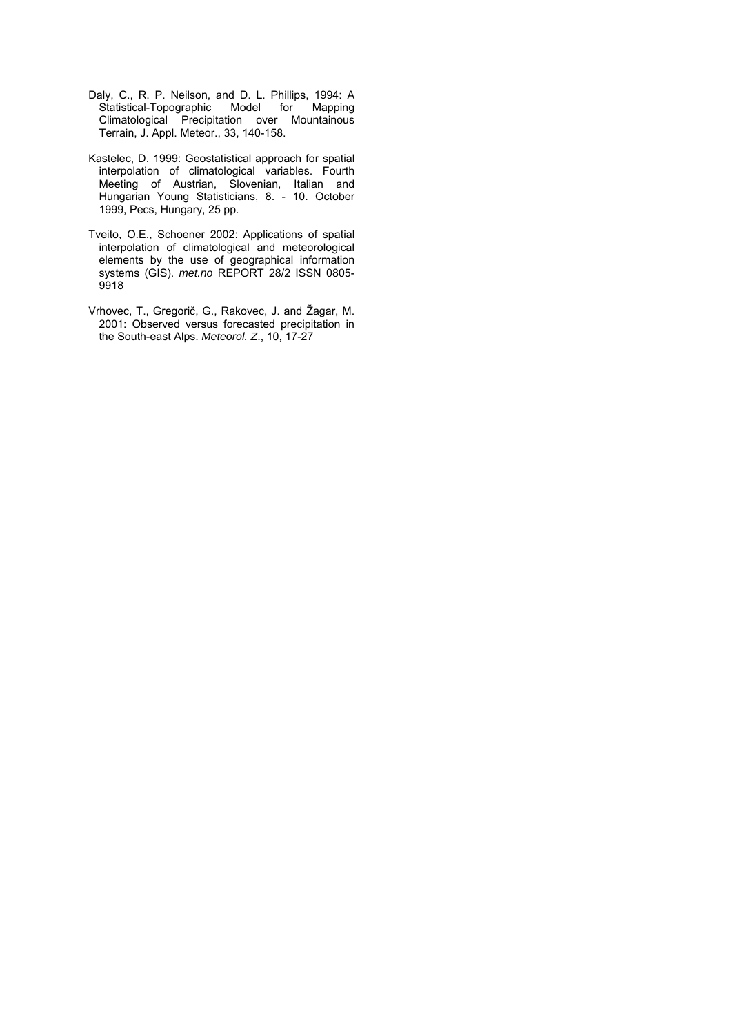Daly, C., R. P. Neilson, and D. L. Phillips, 1994: A Statistical-Topographic Model for Mapping Climatological Precipitation over Mountainous Terrain, J. Appl. Meteor., 33, 140-158.

Kastelec, D. 1999: Geostatistical approach for spatial interpolation of climatological variables. Fourth Meeting of Austrian, Slovenian, Italian and Hungarian Young Statisticians, 8. - 10. October 1999, Pecs, Hungary, 25 pp.

Tveito, O.E., Schoener 2002: Applications of spatial interpolation of climatological and meteorological elements by the use of geographical information systems (GIS). *met.no* REPORT 28/2 ISSN 0805-9918

Vrhovec, T., Gregorič, G., Rakovec, J. and Žagar, M. 2001: Observed versus forecasted precipitation in the South-east Alps. *Meteorol. Z.*, 10, 17-27